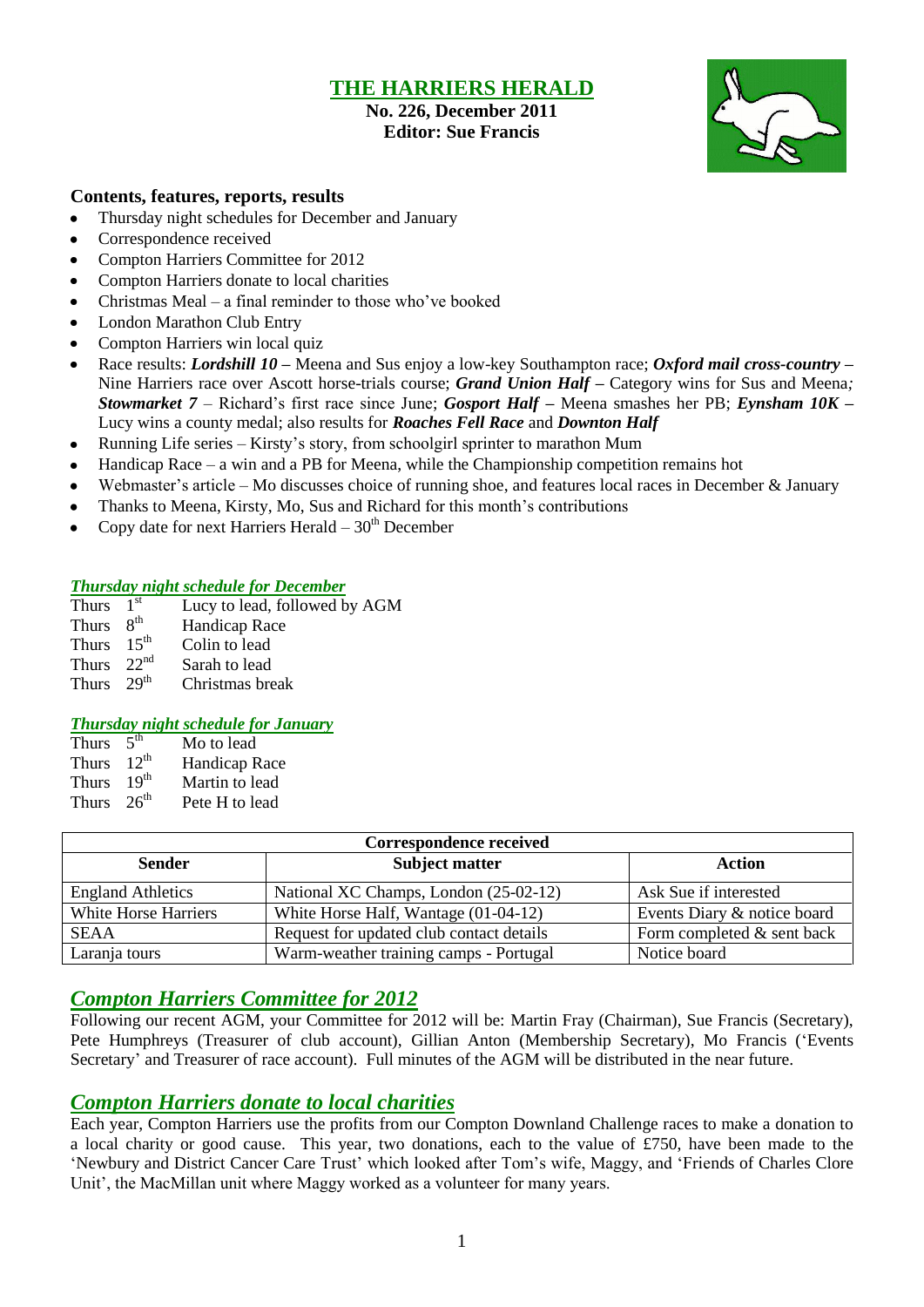# THE HARRIERS HERALD

**No. 226, December 2011**
**Editor: Sue Francis**

### Contents, features, reports, results

- Thursday night schedules for December and January
- Correspondence received
- Compton Harriers Committee for 2012
- Compton Harriers donate to local charities
- Christmas Meal – a final reminder to those who've booked
- London Marathon Club Entry
- Compton Harriers win local quiz
- Race results: ***Lordshill 10*** **–** Meena and Sus enjoy a low-key Southampton race; ***Oxford mail cross-country*** **–** Nine Harriers race over Ascott horse-trials course; ***Grand Union Half*** **–** Category wins for Sus and Meena*;* ***Stowmarket 7*** – Richard's first race since June; ***Gosport Half*** **–** Meena smashes her PB; ***Eynsham 10K*** **–** Lucy wins a county medal; also results for ***Roaches Fell Race*** and ***Downton Half***
- Running Life series – Kirsty's story, from schoolgirl sprinter to marathon Mum
- Handicap Race – a win and a PB for Meena, while the Championship competition remains hot
- Webmaster's article – Mo discusses choice of running shoe, and features local races in December & January
- Thanks to Meena, Kirsty, Mo, Sus and Richard for this month's contributions
- Copy date for next Harriers Herald – 30th December

#### *Thursday night schedule for December*

Thurs 1st Lucy to lead, followed by AGM
Thurs 8th Handicap Race
Thurs 15th Colin to lead
Thurs 22nd Sarah to lead
Thurs 29th Christmas break

#### *Thursday night schedule for January*

Thurs 5th Mo to lead
Thurs 12th Handicap Race
Thurs 19th Martin to lead
Thurs 26th Pete H to lead

| Correspondence received | | |
|---|---|---|
| **Sender** | **Subject matter** | **Action** |
| England Athletics | National XC Champs, London (25-02-12) | Ask Sue if interested |
| White Horse Harriers | White Horse Half, Wantage (01-04-12) | Events Diary & notice board |
| SEAA | Request for updated club contact details | Form completed & sent back |
| Laranja tours | Warm-weather training camps - Portugal | Notice board |

## *Compton Harriers Committee for 2012*

Following our recent AGM, your Committee for 2012 will be: Martin Fray (Chairman), Sue Francis (Secretary), Pete Humphreys (Treasurer of club account), Gillian Anton (Membership Secretary), Mo Francis ('Events Secretary' and Treasurer of race account). Full minutes of the AGM will be distributed in the near future.

## *Compton Harriers donate to local charities*

Each year, Compton Harriers use the profits from our Compton Downland Challenge races to make a donation to a local charity or good cause. This year, two donations, each to the value of £750, have been made to the 'Newbury and District Cancer Care Trust' which looked after Tom's wife, Maggy, and 'Friends of Charles Clore Unit', the MacMillan unit where Maggy worked as a volunteer for many years.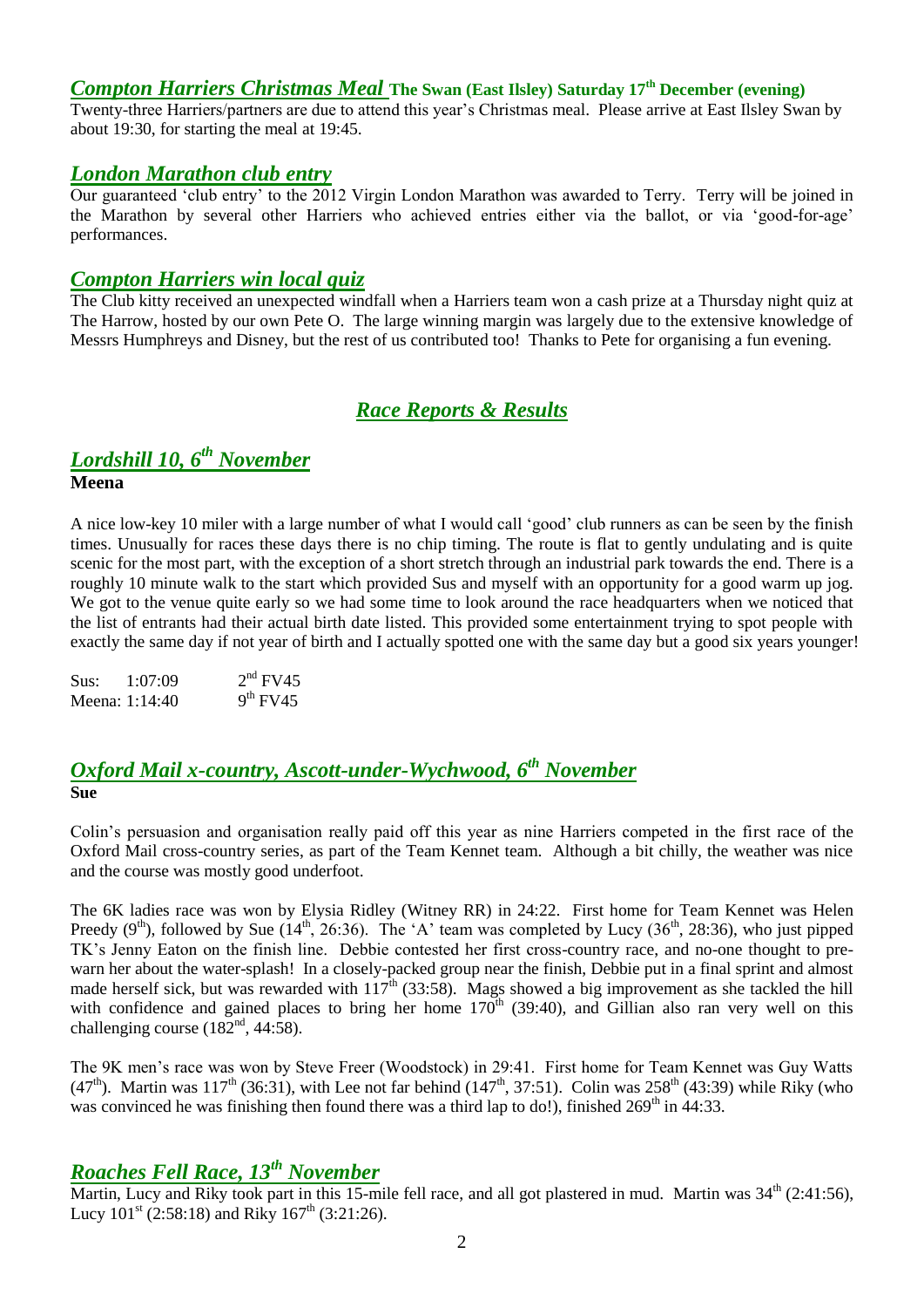## *Compton Harriers Christmas Meal* **The Swan (East Ilsley) Saturday 17th December (evening)**

Twenty-three Harriers/partners are due to attend this year's Christmas meal. Please arrive at East Ilsley Swan by about 19:30, for starting the meal at 19:45.

## *London Marathon club entry*

Our guaranteed 'club entry' to the 2012 Virgin London Marathon was awarded to Terry. Terry will be joined in the Marathon by several other Harriers who achieved entries either via the ballot, or via 'good-for-age' performances.

## *Compton Harriers win local quiz*

The Club kitty received an unexpected windfall when a Harriers team won a cash prize at a Thursday night quiz at The Harrow, hosted by our own Pete O. The large winning margin was largely due to the extensive knowledge of Messrs Humphreys and Disney, but the rest of us contributed too! Thanks to Pete for organising a fun evening.

# *Race Reports & Results*

## *Lordshill 10, 6th November*

**Meena**

A nice low-key 10 miler with a large number of what I would call 'good' club runners as can be seen by the finish times. Unusually for races these days there is no chip timing. The route is flat to gently undulating and is quite scenic for the most part, with the exception of a short stretch through an industrial park towards the end. There is a roughly 10 minute walk to the start which provided Sus and myself with an opportunity for a good warm up jog. We got to the venue quite early so we had some time to look around the race headquarters when we noticed that the list of entrants had their actual birth date listed. This provided some entertainment trying to spot people with exactly the same day if not year of birth and I actually spotted one with the same day but a good six years younger!

| | | |
|---|---|---|
| Sus: | 1:07:09 | 2nd FV45 |
| Meena: | 1:14:40 | 9th FV45 |

## *Oxford Mail x-country, Ascott-under-Wychwood, 6th November*

**Sue**

Colin's persuasion and organisation really paid off this year as nine Harriers competed in the first race of the Oxford Mail cross-country series, as part of the Team Kennet team. Although a bit chilly, the weather was nice and the course was mostly good underfoot.

The 6K ladies race was won by Elysia Ridley (Witney RR) in 24:22. First home for Team Kennet was Helen Preedy (9th), followed by Sue (14th, 26:36). The 'A' team was completed by Lucy (36th, 28:36), who just pipped TK's Jenny Eaton on the finish line. Debbie contested her first cross-country race, and no-one thought to pre-warn her about the water-splash! In a closely-packed group near the finish, Debbie put in a final sprint and almost made herself sick, but was rewarded with 117th (33:58). Mags showed a big improvement as she tackled the hill with confidence and gained places to bring her home 170th (39:40), and Gillian also ran very well on this challenging course (182nd, 44:58).

The 9K men's race was won by Steve Freer (Woodstock) in 29:41. First home for Team Kennet was Guy Watts (47th). Martin was 117th (36:31), with Lee not far behind (147th, 37:51). Colin was 258th (43:39) while Riky (who was convinced he was finishing then found there was a third lap to do!), finished 269th in 44:33.

## *Roaches Fell Race, 13th November*

Martin, Lucy and Riky took part in this 15-mile fell race, and all got plastered in mud. Martin was 34th (2:41:56), Lucy 101st (2:58:18) and Riky 167th (3:21:26).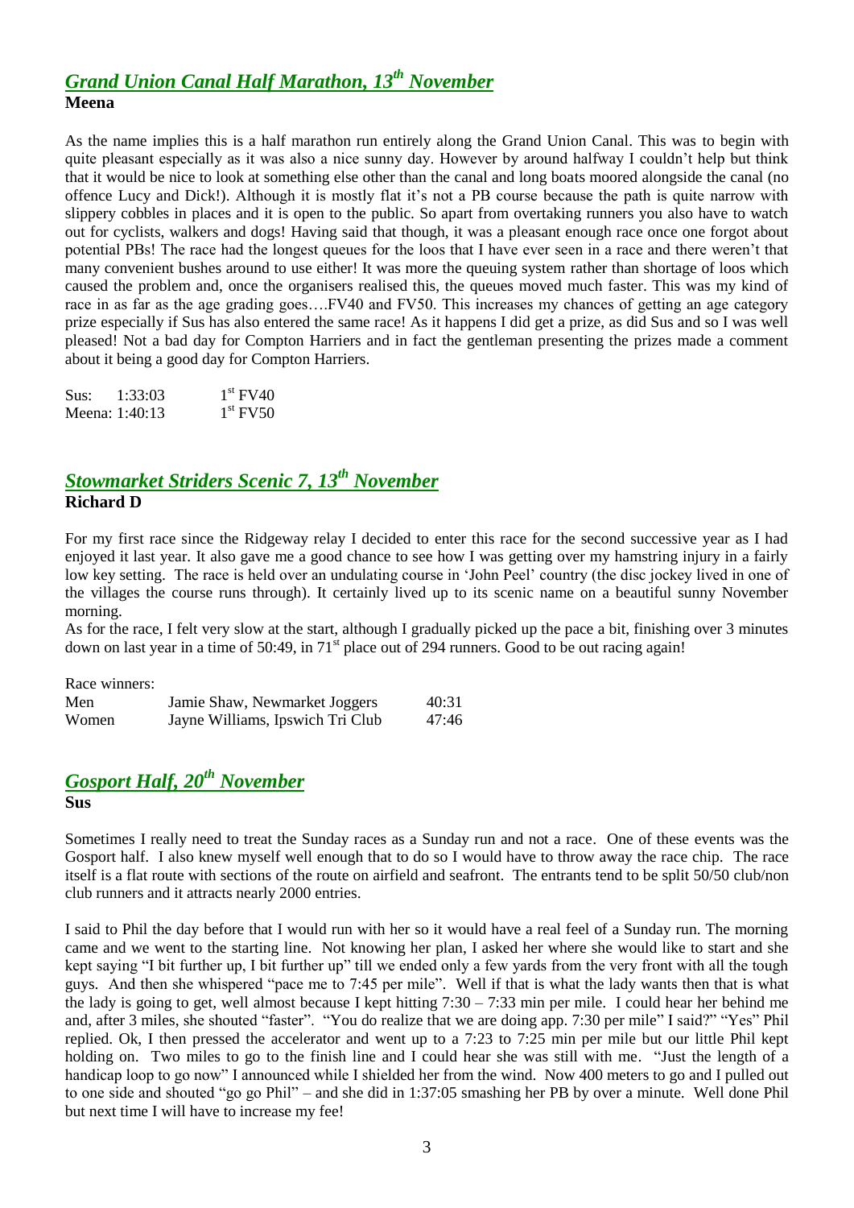## *Grand Union Canal Half Marathon, 13th November*

**Meena**

As the name implies this is a half marathon run entirely along the Grand Union Canal. This was to begin with quite pleasant especially as it was also a nice sunny day. However by around halfway I couldn't help but think that it would be nice to look at something else other than the canal and long boats moored alongside the canal (no offence Lucy and Dick!). Although it is mostly flat it's not a PB course because the path is quite narrow with slippery cobbles in places and it is open to the public. So apart from overtaking runners you also have to watch out for cyclists, walkers and dogs! Having said that though, it was a pleasant enough race once one forgot about potential PBs! The race had the longest queues for the loos that I have ever seen in a race and there weren't that many convenient bushes around to use either! It was more the queuing system rather than shortage of loos which caused the problem and, once the organisers realised this, the queues moved much faster. This was my kind of race in as far as the age grading goes….FV40 and FV50. This increases my chances of getting an age category prize especially if Sus has also entered the same race! As it happens I did get a prize, as did Sus and so I was well pleased! Not a bad day for Compton Harriers and in fact the gentleman presenting the prizes made a comment about it being a good day for Compton Harriers.

| | | |
|---|---|---|
| Sus: | 1:33:03 | 1st FV40 |
| Meena: | 1:40:13 | 1st FV50 |

## *Stowmarket Striders Scenic 7, 13th November*

**Richard D**

For my first race since the Ridgeway relay I decided to enter this race for the second successive year as I had enjoyed it last year. It also gave me a good chance to see how I was getting over my hamstring injury in a fairly low key setting. The race is held over an undulating course in 'John Peel' country (the disc jockey lived in one of the villages the course runs through). It certainly lived up to its scenic name on a beautiful sunny November morning.

As for the race, I felt very slow at the start, although I gradually picked up the pace a bit, finishing over 3 minutes down on last year in a time of 50:49, in 71st place out of 294 runners. Good to be out racing again!

Race winners:

| | | |
|---|---|---|
| Men | Jamie Shaw, Newmarket Joggers | 40:31 |
| Women | Jayne Williams, Ipswich Tri Club | 47:46 |

## *Gosport Half, 20th November*

**Sus**

Sometimes I really need to treat the Sunday races as a Sunday run and not a race. One of these events was the Gosport half. I also knew myself well enough that to do so I would have to throw away the race chip. The race itself is a flat route with sections of the route on airfield and seafront. The entrants tend to be split 50/50 club/non club runners and it attracts nearly 2000 entries.

I said to Phil the day before that I would run with her so it would have a real feel of a Sunday run. The morning came and we went to the starting line. Not knowing her plan, I asked her where she would like to start and she kept saying "I bit further up, I bit further up" till we ended only a few yards from the very front with all the tough guys. And then she whispered "pace me to 7:45 per mile". Well if that is what the lady wants then that is what the lady is going to get, well almost because I kept hitting 7:30 – 7:33 min per mile. I could hear her behind me and, after 3 miles, she shouted "faster". "You do realize that we are doing app. 7:30 per mile" I said?" "Yes" Phil replied. Ok, I then pressed the accelerator and went up to a 7:23 to 7:25 min per mile but our little Phil kept holding on. Two miles to go to the finish line and I could hear she was still with me. "Just the length of a handicap loop to go now" I announced while I shielded her from the wind. Now 400 meters to go and I pulled out to one side and shouted "go go Phil" – and she did in 1:37:05 smashing her PB by over a minute. Well done Phil but next time I will have to increase my fee!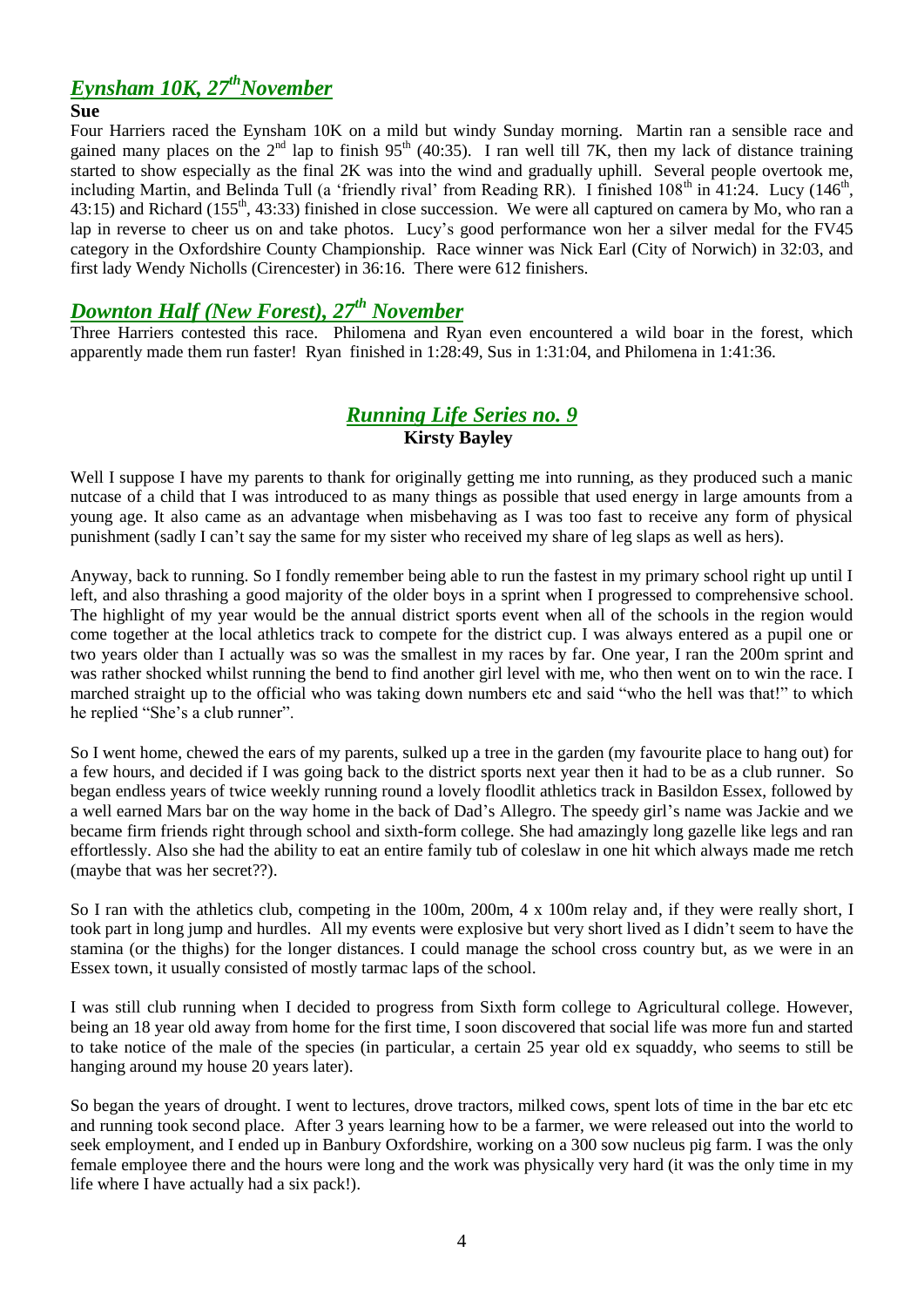## *Eynsham 10K, 27th November*

**Sue**

Four Harriers raced the Eynsham 10K on a mild but windy Sunday morning. Martin ran a sensible race and gained many places on the 2nd lap to finish 95th (40:35). I ran well till 7K, then my lack of distance training started to show especially as the final 2K was into the wind and gradually uphill. Several people overtook me, including Martin, and Belinda Tull (a 'friendly rival' from Reading RR). I finished 108th in 41:24. Lucy (146th, 43:15) and Richard (155th, 43:33) finished in close succession. We were all captured on camera by Mo, who ran a lap in reverse to cheer us on and take photos. Lucy's good performance won her a silver medal for the FV45 category in the Oxfordshire County Championship. Race winner was Nick Earl (City of Norwich) in 32:03, and first lady Wendy Nicholls (Cirencester) in 36:16. There were 612 finishers.

## *Downton Half (New Forest), 27th November*

Three Harriers contested this race. Philomena and Ryan even encountered a wild boar in the forest, which apparently made them run faster! Ryan finished in 1:28:49, Sus in 1:31:04, and Philomena in 1:41:36.

## *Running Life Series no. 9*

**Kirsty Bayley**

Well I suppose I have my parents to thank for originally getting me into running, as they produced such a manic nutcase of a child that I was introduced to as many things as possible that used energy in large amounts from a young age. It also came as an advantage when misbehaving as I was too fast to receive any form of physical punishment (sadly I can't say the same for my sister who received my share of leg slaps as well as hers).

Anyway, back to running. So I fondly remember being able to run the fastest in my primary school right up until I left, and also thrashing a good majority of the older boys in a sprint when I progressed to comprehensive school. The highlight of my year would be the annual district sports event when all of the schools in the region would come together at the local athletics track to compete for the district cup. I was always entered as a pupil one or two years older than I actually was so was the smallest in my races by far. One year, I ran the 200m sprint and was rather shocked whilst running the bend to find another girl level with me, who then went on to win the race. I marched straight up to the official who was taking down numbers etc and said "who the hell was that!" to which he replied "She's a club runner".

So I went home, chewed the ears of my parents, sulked up a tree in the garden (my favourite place to hang out) for a few hours, and decided if I was going back to the district sports next year then it had to be as a club runner. So began endless years of twice weekly running round a lovely floodlit athletics track in Basildon Essex, followed by a well earned Mars bar on the way home in the back of Dad's Allegro. The speedy girl's name was Jackie and we became firm friends right through school and sixth-form college. She had amazingly long gazelle like legs and ran effortlessly. Also she had the ability to eat an entire family tub of coleslaw in one hit which always made me retch (maybe that was her secret??).

So I ran with the athletics club, competing in the 100m, 200m, 4 x 100m relay and, if they were really short, I took part in long jump and hurdles. All my events were explosive but very short lived as I didn't seem to have the stamina (or the thighs) for the longer distances. I could manage the school cross country but, as we were in an Essex town, it usually consisted of mostly tarmac laps of the school.

I was still club running when I decided to progress from Sixth form college to Agricultural college. However, being an 18 year old away from home for the first time, I soon discovered that social life was more fun and started to take notice of the male of the species (in particular, a certain 25 year old ex squaddy, who seems to still be hanging around my house 20 years later).

So began the years of drought. I went to lectures, drove tractors, milked cows, spent lots of time in the bar etc etc and running took second place. After 3 years learning how to be a farmer, we were released out into the world to seek employment, and I ended up in Banbury Oxfordshire, working on a 300 sow nucleus pig farm. I was the only female employee there and the hours were long and the work was physically very hard (it was the only time in my life where I have actually had a six pack!).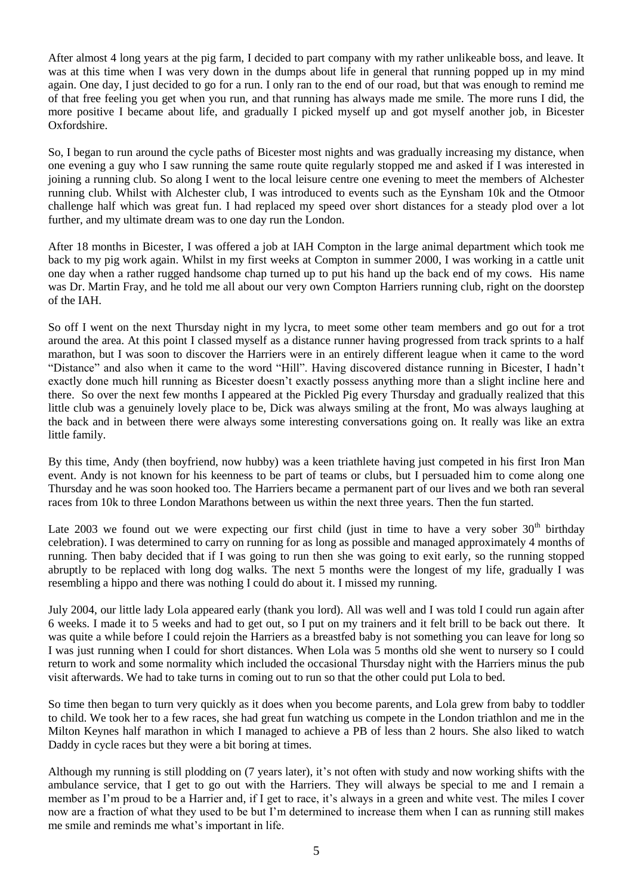After almost 4 long years at the pig farm, I decided to part company with my rather unlikeable boss, and leave. It was at this time when I was very down in the dumps about life in general that running popped up in my mind again. One day, I just decided to go for a run. I only ran to the end of our road, but that was enough to remind me of that free feeling you get when you run, and that running has always made me smile. The more runs I did, the more positive I became about life, and gradually I picked myself up and got myself another job, in Bicester Oxfordshire.

So, I began to run around the cycle paths of Bicester most nights and was gradually increasing my distance, when one evening a guy who I saw running the same route quite regularly stopped me and asked if I was interested in joining a running club. So along I went to the local leisure centre one evening to meet the members of Alchester running club. Whilst with Alchester club, I was introduced to events such as the Eynsham 10k and the Otmoor challenge half which was great fun. I had replaced my speed over short distances for a steady plod over a lot further, and my ultimate dream was to one day run the London.

After 18 months in Bicester, I was offered a job at IAH Compton in the large animal department which took me back to my pig work again. Whilst in my first weeks at Compton in summer 2000, I was working in a cattle unit one day when a rather rugged handsome chap turned up to put his hand up the back end of my cows. His name was Dr. Martin Fray, and he told me all about our very own Compton Harriers running club, right on the doorstep of the IAH.

So off I went on the next Thursday night in my lycra, to meet some other team members and go out for a trot around the area. At this point I classed myself as a distance runner having progressed from track sprints to a half marathon, but I was soon to discover the Harriers were in an entirely different league when it came to the word "Distance" and also when it came to the word "Hill". Having discovered distance running in Bicester, I hadn't exactly done much hill running as Bicester doesn't exactly possess anything more than a slight incline here and there. So over the next few months I appeared at the Pickled Pig every Thursday and gradually realized that this little club was a genuinely lovely place to be, Dick was always smiling at the front, Mo was always laughing at the back and in between there were always some interesting conversations going on. It really was like an extra little family.

By this time, Andy (then boyfriend, now hubby) was a keen triathlete having just competed in his first Iron Man event. Andy is not known for his keenness to be part of teams or clubs, but I persuaded him to come along one Thursday and he was soon hooked too. The Harriers became a permanent part of our lives and we both ran several races from 10k to three London Marathons between us within the next three years. Then the fun started.

Late 2003 we found out we were expecting our first child (just in time to have a very sober 30th birthday celebration). I was determined to carry on running for as long as possible and managed approximately 4 months of running. Then baby decided that if I was going to run then she was going to exit early, so the running stopped abruptly to be replaced with long dog walks. The next 5 months were the longest of my life, gradually I was resembling a hippo and there was nothing I could do about it. I missed my running.

July 2004, our little lady Lola appeared early (thank you lord). All was well and I was told I could run again after 6 weeks. I made it to 5 weeks and had to get out, so I put on my trainers and it felt brill to be back out there. It was quite a while before I could rejoin the Harriers as a breastfed baby is not something you can leave for long so I was just running when I could for short distances. When Lola was 5 months old she went to nursery so I could return to work and some normality which included the occasional Thursday night with the Harriers minus the pub visit afterwards. We had to take turns in coming out to run so that the other could put Lola to bed.

So time then began to turn very quickly as it does when you become parents, and Lola grew from baby to toddler to child. We took her to a few races, she had great fun watching us compete in the London triathlon and me in the Milton Keynes half marathon in which I managed to achieve a PB of less than 2 hours. She also liked to watch Daddy in cycle races but they were a bit boring at times.

Although my running is still plodding on (7 years later), it's not often with study and now working shifts with the ambulance service, that I get to go out with the Harriers. They will always be special to me and I remain a member as I'm proud to be a Harrier and, if I get to race, it's always in a green and white vest. The miles I cover now are a fraction of what they used to be but I'm determined to increase them when I can as running still makes me smile and reminds me what's important in life.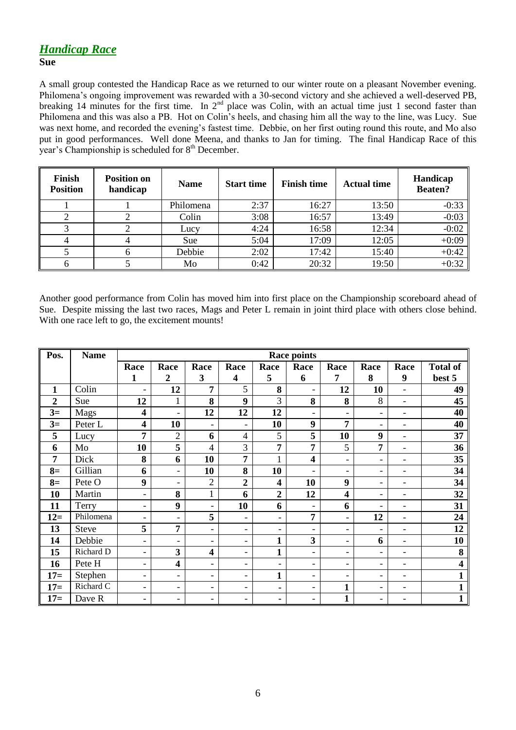## *Handicap Race*

**Sue**

A small group contested the Handicap Race as we returned to our winter route on a pleasant November evening. Philomena's ongoing improvement was rewarded with a 30-second victory and she achieved a well-deserved PB, breaking 14 minutes for the first time. In 2nd place was Colin, with an actual time just 1 second faster than Philomena and this was also a PB. Hot on Colin's heels, and chasing him all the way to the line, was Lucy. Sue was next home, and recorded the evening's fastest time. Debbie, on her first outing round this route, and Mo also put in good performances. Well done Meena, and thanks to Jan for timing. The final Handicap Race of this year's Championship is scheduled for 8th December.

| Finish Position | Position on handicap | Name | Start time | Finish time | Actual time | Handicap Beaten? |
|---|---|---|---|---|---|---|
| 1 | 1 | Philomena | 2:37 | 16:27 | 13:50 | -0:33 |
| 2 | 2 | Colin | 3:08 | 16:57 | 13:49 | -0:03 |
| 3 | 2 | Lucy | 4:24 | 16:58 | 12:34 | -0:02 |
| 4 | 4 | Sue | 5:04 | 17:09 | 12:05 | +0:09 |
| 5 | 6 | Debbie | 2:02 | 17:42 | 15:40 | +0:42 |
| 6 | 5 | Mo | 0:42 | 20:32 | 19:50 | +0:32 |

Another good performance from Colin has moved him into first place on the Championship scoreboard ahead of Sue. Despite missing the last two races, Mags and Peter L remain in joint third place with others close behind. With one race left to go, the excitement mounts!

| Pos. | Name | Race points | | | | | | | | | |
|---|---|---|---|---|---|---|---|---|---|---|---|
| | | Race 1 | Race 2 | Race 3 | Race 4 | Race 5 | Race 6 | Race 7 | Race 8 | Race 9 | Total of best 5 |
| **1** | Colin | - | **12** | **7** | 5 | **8** | - | **12** | **10** | - | **49** |
| **2** | Sue | **12** | 1 | **8** | **9** | 3 | **8** | **8** | 8 | - | **45** |
| **3=** | Mags | **4** | - | **12** | **12** | **12** | - | - | - | - | **40** |
| **3=** | Peter L | **4** | **10** | - | - | **10** | **9** | **7** | - | - | **40** |
| **5** | Lucy | **7** | 2 | **6** | 4 | 5 | **5** | **10** | **9** | - | **37** |
| **6** | Mo | **10** | **5** | 4 | 3 | **7** | **7** | 5 | **7** | - | **36** |
| **7** | Dick | **8** | **6** | **10** | **7** | 1 | **4** | - | - | - | **35** |
| **8=** | Gillian | **6** | - | **10** | **8** | **10** | - | - | - | - | **34** |
| **8=** | Pete O | **9** | - | 2 | **2** | **4** | **10** | **9** | - | - | **34** |
| **10** | Martin | - | **8** | 1 | **6** | **2** | **12** | **4** | - | - | **32** |
| **11** | Terry | - | **9** | - | **10** | **6** | - | **6** | - | - | **31** |
| **12=** | Philomena | - | - | **5** | - | - | **7** | - | **12** | - | **24** |
| **13** | Steve | **5** | **7** | - | - | - | - | - | - | - | **12** |
| **14** | Debbie | - | - | - | - | **1** | **3** | - | **6** | - | **10** |
| **15** | Richard D | - | **3** | **4** | - | **1** | - | - | - | - | **8** |
| **16** | Pete H | - | **4** | - | - | - | - | - | - | - | **4** |
| **17=** | Stephen | - | - | - | - | **1** | - | - | - | - | **1** |
| **17=** | Richard C | - | - | - | - | - | - | **1** | - | - | **1** |
| **17=** | Dave R | - | - | - | - | - | - | **1** | - | - | **1** |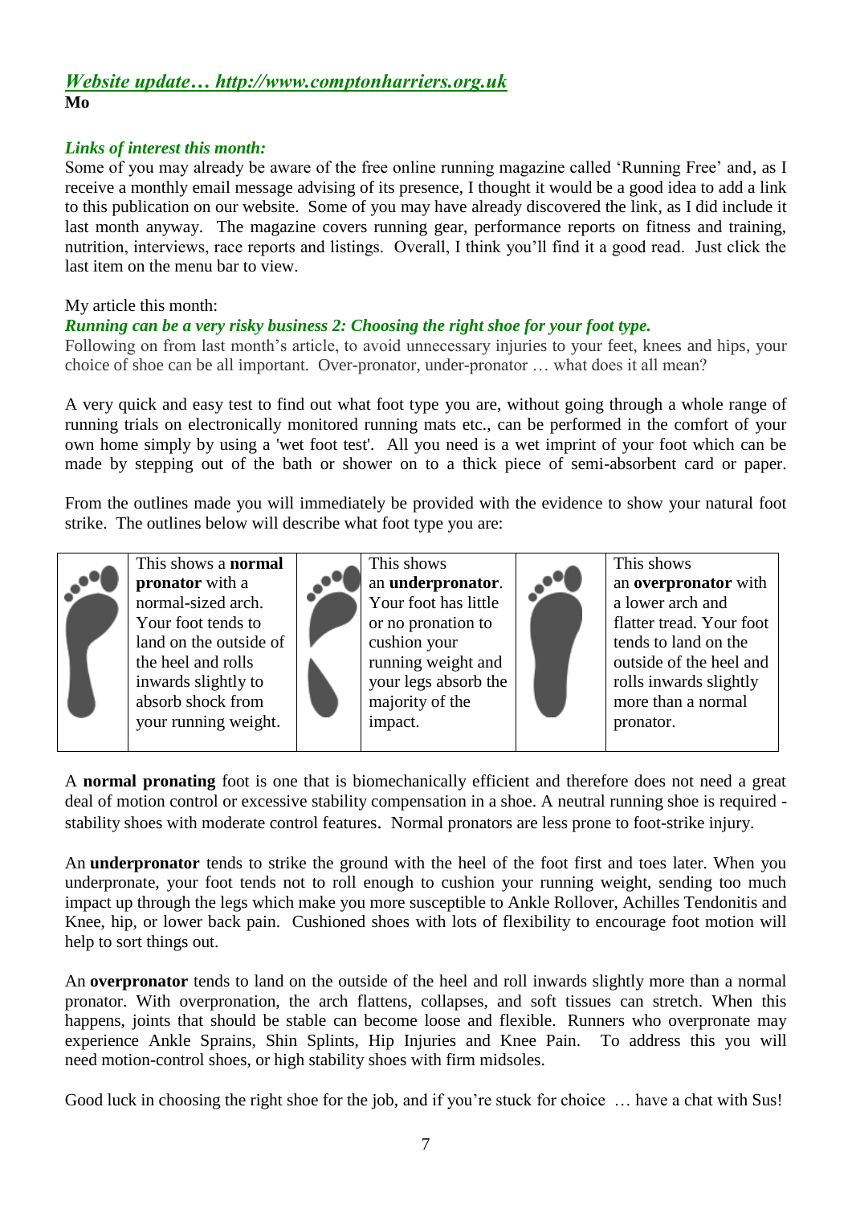## *Website update… http://www.comptonharriers.org.uk*

**Mo**

***Links of interest this month:***

Some of you may already be aware of the free online running magazine called 'Running Free' and, as I receive a monthly email message advising of its presence, I thought it would be a good idea to add a link to this publication on our website. Some of you may have already discovered the link, as I did include it last month anyway. The magazine covers running gear, performance reports on fitness and training, nutrition, interviews, race reports and listings. Overall, I think you'll find it a good read. Just click the last item on the menu bar to view.

My article this month:

***Running can be a very risky business 2: Choosing the right shoe for your foot type.***

Following on from last month's article, to avoid unnecessary injuries to your feet, knees and hips, your choice of shoe can be all important. Over-pronator, under-pronator … what does it all mean?

A very quick and easy test to find out what foot type you are, without going through a whole range of running trials on electronically monitored running mats etc., can be performed in the comfort of your own home simply by using a 'wet foot test'. All you need is a wet imprint of your foot which can be made by stepping out of the bath or shower on to a thick piece of semi-absorbent card or paper.

From the outlines made you will immediately be provided with the evidence to show your natural foot strike. The outlines below will describe what foot type you are:

| | | | | | |
|---|---|---|---|---|---|
| | This shows a **normal pronator** with a normal-sized arch. Your foot tends to land on the outside of the heel and rolls inwards slightly to absorb shock from your running weight. | | This shows an **underpronator**. Your foot has little or no pronation to cushion your running weight and your legs absorb the majority of the impact. | | This shows an **overpronator** with a lower arch and flatter tread. Your foot tends to land on the outside of the heel and rolls inwards slightly more than a normal pronator. |

A **normal pronating** foot is one that is biomechanically efficient and therefore does not need a great deal of motion control or excessive stability compensation in a shoe. A neutral running shoe is required - stability shoes with moderate control features. Normal pronators are less prone to foot-strike injury.

An **underpronator** tends to strike the ground with the heel of the foot first and toes later. When you underpronate, your foot tends not to roll enough to cushion your running weight, sending too much impact up through the legs which make you more susceptible to Ankle Rollover, Achilles Tendonitis and Knee, hip, or lower back pain. Cushioned shoes with lots of flexibility to encourage foot motion will help to sort things out.

An **overpronator** tends to land on the outside of the heel and roll inwards slightly more than a normal pronator. With overpronation, the arch flattens, collapses, and soft tissues can stretch. When this happens, joints that should be stable can become loose and flexible. Runners who overpronate may experience Ankle Sprains, Shin Splints, Hip Injuries and Knee Pain. To address this you will need motion-control shoes, or high stability shoes with firm midsoles.

Good luck in choosing the right shoe for the job, and if you're stuck for choice … have a chat with Sus!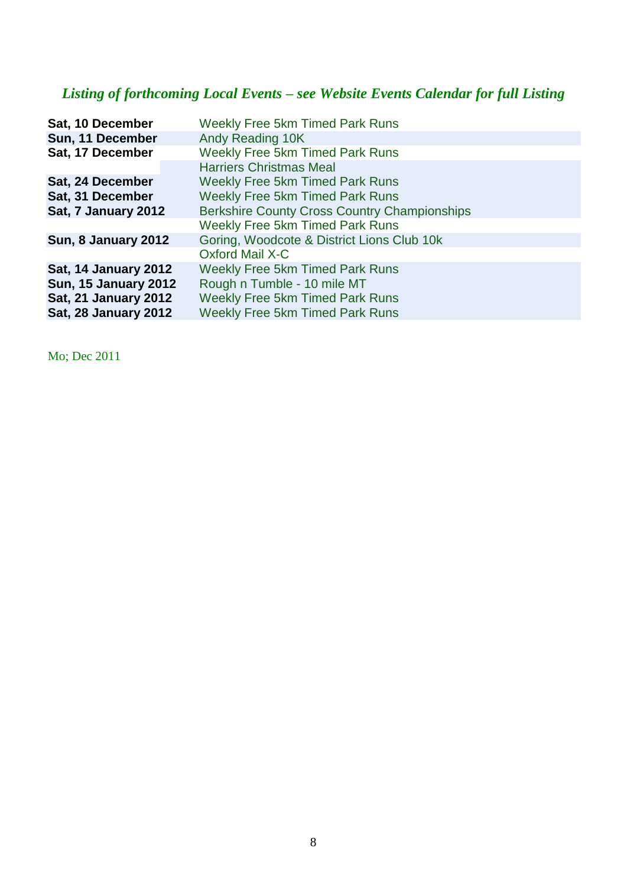*Listing of forthcoming Local Events – see Website Events Calendar for full Listing*

| | |
|---|---|
| **Sat, 10 December** | Weekly Free 5km Timed Park Runs |
| **Sun, 11 December** | Andy Reading 10K |
| **Sat, 17 December** | Weekly Free 5km Timed Park Runs |
| | Harriers Christmas Meal |
| **Sat, 24 December** | Weekly Free 5km Timed Park Runs |
| **Sat, 31 December** | Weekly Free 5km Timed Park Runs |
| **Sat, 7 January 2012** | Berkshire County Cross Country Championships |
| | Weekly Free 5km Timed Park Runs |
| **Sun, 8 January 2012** | Goring, Woodcote & District Lions Club 10k |
| | Oxford Mail X-C |
| **Sat, 14 January 2012** | Weekly Free 5km Timed Park Runs |
| **Sun, 15 January 2012** | Rough n Tumble - 10 mile MT |
| **Sat, 21 January 2012** | Weekly Free 5km Timed Park Runs |
| **Sat, 28 January 2012** | Weekly Free 5km Timed Park Runs |

Mo; Dec 2011